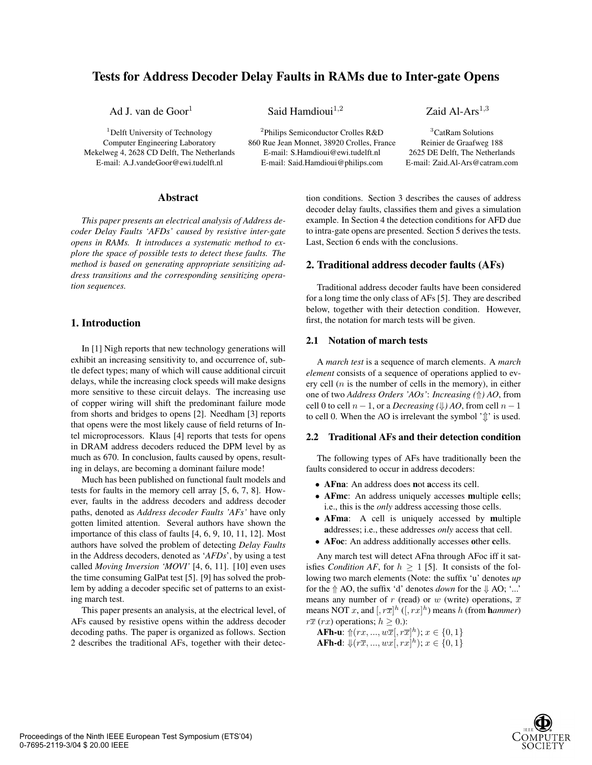# Tests for Address Decoder Delay Faults in RAMs due to Inter-gate Opens

Ad J. van de Goor[1] Said Hamdioui[1,2] Zaid Al-Ars[1,3]

[1]Delft University of Technology
Computer Engineering Laboratory
Mekelweg 4, 2628 CD Delft, The Netherlands
E-mail: A.J.vandeGoor@ewi.tudelft.nl

[2]Philips Semiconductor Crolles R&D
860 Rue Jean Monnet, 38920 Crolles, France
E-mail: S.Hamdioui@ewi.tudelft.nl
E-mail: Said.Hamdioui@philips.com

[3]CatRam Solutions
Reinier de Graafweg 188
2625 DE Delft, The Netherlands
E-mail: Zaid.Al-Ars@catram.com

## Abstract

*This paper presents an electrical analysis of Address decoder Delay Faults 'AFDs' caused by resistive inter-gate opens in RAMs. It introduces a systematic method to explore the space of possible tests to detect these faults. The method is based on generating appropriate sensitizing address transitions and the corresponding sensitizing operation sequences.*

## 1. Introduction

In [1] Nigh reports that new technology generations will exhibit an increasing sensitivity to, and occurrence of, subtle defect types; many of which will cause additional circuit delays, while the increasing clock speeds will make designs more sensitive to these circuit delays. The increasing use of copper wiring will shift the predominant failure mode from shorts and bridges to opens [2]. Needham [3] reports that opens were the most likely cause of field returns of Intel microprocessors. Klaus [4] reports that tests for opens in DRAM address decoders reduced the DPM level by as much as 670. In conclusion, faults caused by opens, resulting in delays, are becoming a dominant failure mode!

Much has been published on functional fault models and tests for faults in the memory cell array [5, 6, 7, 8]. However, faults in the address decoders and address decoder paths, denoted as *Address decoder Faults 'AFs'* have only gotten limited attention. Several authors have shown the importance of this class of faults [4, 6, 9, 10, 11, 12]. Most authors have solved the problem of detecting *Delay Faults* in the Address decoders, denoted as '*AFDs*', by using a test called *Moving Inversion 'MOVI'* [4, 6, 11]. [10] even uses the time consuming GalPat test [5]. [9] has solved the problem by adding a decoder specific set of patterns to an existing march test.

This paper presents an analysis, at the electrical level, of AFs caused by resistive opens within the address decoder decoding paths. The paper is organized as follows. Section 2 describes the traditional AFs, together with their detection conditions. Section 3 describes the causes of address decoder delay faults, classifies them and gives a simulation example. In Section 4 the detection conditions for AFD due to intra-gate opens are presented. Section 5 derives the tests. Last, Section 6 ends with the conclusions.

## 2. Traditional address decoder faults (AFs)

Traditional address decoder faults have been considered for a long time the only class of AFs [5]. They are described below, together with their detection condition. However, first, the notation for march tests will be given.

### 2.1 Notation of march tests

A *march test* is a sequence of march elements. A *march element* consists of a sequence of operations applied to every cell ($n$ is the number of cells in the memory), in either one of two *Address Orders 'AOs'*: *Increasing (⇑) AO*, from cell 0 to cell $n-1$, or a *Decreasing (⇓) AO*, from cell $n-1$ to cell 0. When the AO is irrelevant the symbol '⇕' is used.

### 2.2 Traditional AFs and their detection condition

The following types of AFs have traditionally been the faults considered to occur in address decoders:

- **AFna**: An address does **n**ot **a**ccess its cell.
- **AFmc**: An address uniquely accesses **m**ultiple **c**ells; i.e., this is the *only* address accessing those cells.
- **AFma**: A cell is uniquely accessed by **m**ultiple **a**ddresses; i.e., these addresses *only* access that cell.
- **AFoc**: An address additionally accesses **o**ther **c**ells.

Any march test will detect AFna through AFoc iff it satisfies *Condition AF*, for $h \geq 1$ [5]. It consists of the following two march elements (Note: the suffix 'u' denotes *up* for the ⇑ AO, the suffix 'd' denotes *down* for the ⇓ AO; '...' means any number of $r$ (read) or $w$ (write) operations, $\overline{x}$ means NOT $x$, and $[, r\overline{x}]^h$ ($[, rx]^h$) means $h$ (from **h**ammer) $r\overline{x}$ ($rx$) operations; $h \geq 0$.):

**AFh-u**: $\Uparrow(rx, ..., w\overline{x}[, r\overline{x}]^h)$; $x \in \{0, 1\}$
**AFh-d**: $\Downarrow(r\overline{x}, ..., wx[, rx]^h)$; $x \in \{0, 1\}$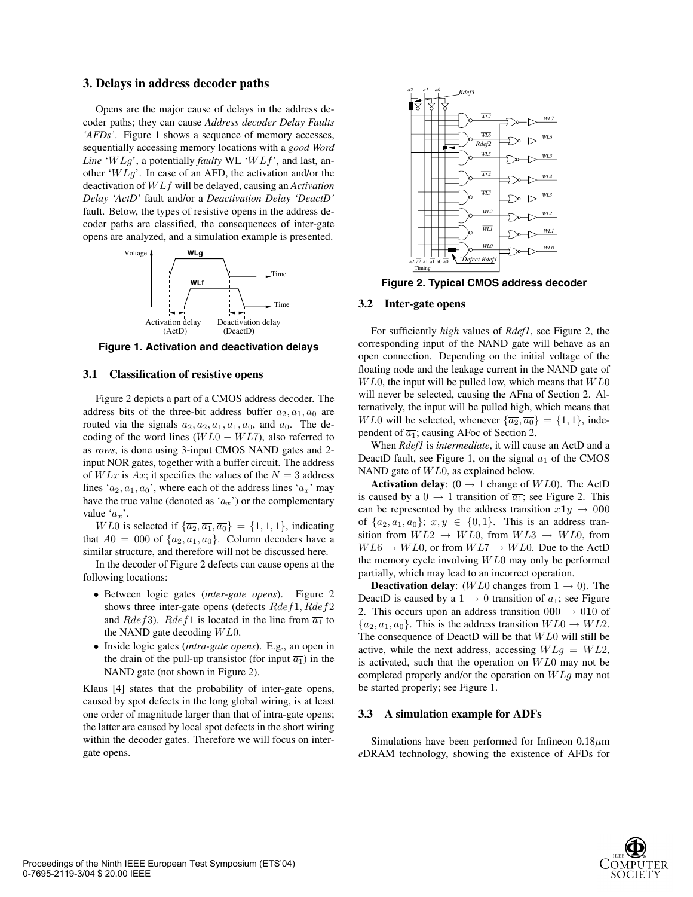## 3. Delays in address decoder paths

Opens are the major cause of delays in the address decoder paths; they can cause *Address decoder Delay Faults 'AFDs'*. Figure 1 shows a sequence of memory accesses, sequentially accessing memory locations with a *good Word Line* '$WLg$', a potentially *faulty* WL '$WLf$', and last, another '$WLg$'. In case of an AFD, the activation and/or the deactivation of $WLf$ will be delayed, causing an *Activation Delay 'ActD'* fault and/or a *Deactivation Delay 'DeactD'* fault. Below, the types of resistive opens in the address decoder paths are classified, the consequences of inter-gate opens are analyzed, and a simulation example is presented.

**Figure 1. Activation and deactivation delays**

### 3.1 Classification of resistive opens

Figure 2 depicts a part of a CMOS address decoder. The address bits of the three-bit address buffer $a_2, a_1, a_0$ are routed via the signals $a_2, \overline{a_2}, a_1, \overline{a_1}, a_0$, and $\overline{a_0}$. The decoding of the word lines ($WL0 - WL7$), also referred to as *rows*, is done using 3-input CMOS NAND gates and 2-input NOR gates, together with a buffer circuit. The address of $WLx$ is $Ax$; it specifies the values of the $N = 3$ address lines '$a_2, a_1, a_0$', where each of the address lines '$a_x$' may have the true value (denoted as '$a_x$') or the complementary value '$\overline{a_x}$'.

$WL0$ is selected if $\{\overline{a_2}, \overline{a_1}, \overline{a_0}\} = \{1, 1, 1\}$, indicating that $A0 = 000$ of $\{a_2, a_1, a_0\}$. Column decoders have a similar structure, and therefore will not be discussed here.

In the decoder of Figure 2 defects can cause opens at the following locations:

- Between logic gates (*inter-gate opens*). Figure 2 shows three inter-gate opens (defects $Rdef1, Rdef2$ and $Rdef3$). $Rdef1$ is located in the line from $\overline{a_1}$ to the NAND gate decoding $WL0$.
- Inside logic gates (*intra-gate opens*). E.g., an open in the drain of the pull-up transistor (for input $\overline{a_1}$) in the NAND gate (not shown in Figure 2).

Klaus [4] states that the probability of inter-gate opens, caused by spot defects in the long global wiring, is at least one order of magnitude larger than that of intra-gate opens; the latter are caused by local spot defects in the short wiring within the decoder gates. Therefore we will focus on inter-gate opens.

**Figure 2. Typical CMOS address decoder**

### 3.2 Inter-gate opens

For sufficiently *high* values of *Rdef1*, see Figure 2, the corresponding input of the NAND gate will behave as an open connection. Depending on the initial voltage of the floating node and the leakage current in the NAND gate of $WL0$, the input will be pulled low, which means that $WL0$ will never be selected, causing the AFna of Section 2. Alternatively, the input will be pulled high, which means that $WL0$ will be selected, whenever $\{\overline{a_2}, \overline{a_0}\} = \{1, 1\}$, independent of $\overline{a_1}$; causing AFoc of Section 2.

When *Rdef1* is *intermediate*, it will cause an ActD and a DeactD fault, see Figure 1, on the signal $\overline{a_1}$ of the CMOS NAND gate of $WL0$, as explained below.

**Activation delay**: ($0 \rightarrow 1$ change of $WL0$). The ActD is caused by a $0 \rightarrow 1$ transition of $\overline{a_1}$; see Figure 2. This can be represented by the address transition $x\mathbf{1}y \rightarrow 0\mathbf{0}0$ of $\{a_2, a_1, a_0\}$; $x, y \in \{0, 1\}$. This is an address transition from $WL2 \rightarrow WL0$, from $WL3 \rightarrow WL0$, from $WL6 \rightarrow WL0$, or from $WL7 \rightarrow WL0$. Due to the ActD the memory cycle involving $WL0$ may only be performed partially, which may lead to an incorrect operation.

**Deactivation delay**: ($WL0$ changes from $1 \rightarrow 0$). The DeactD is caused by a $1 \rightarrow 0$ transition of $\overline{a_1}$; see Figure 2. This occurs upon an address transition $0\mathbf{0}0 \rightarrow 0\mathbf{1}0$ of $\{a_2, a_1, a_0\}$. This is the address transition $WL0 \rightarrow WL2$. The consequence of DeactD will be that $WL0$ will still be active, while the next address, accessing $WLg = WL2$, is activated, such that the operation on $WL0$ may not be completed properly and/or the operation on $WLg$ may not be started properly; see Figure 1.

### 3.3 A simulation example for ADFs

Simulations have been performed for Infineon 0.18$\mu$m *e*DRAM technology, showing the existence of AFDs for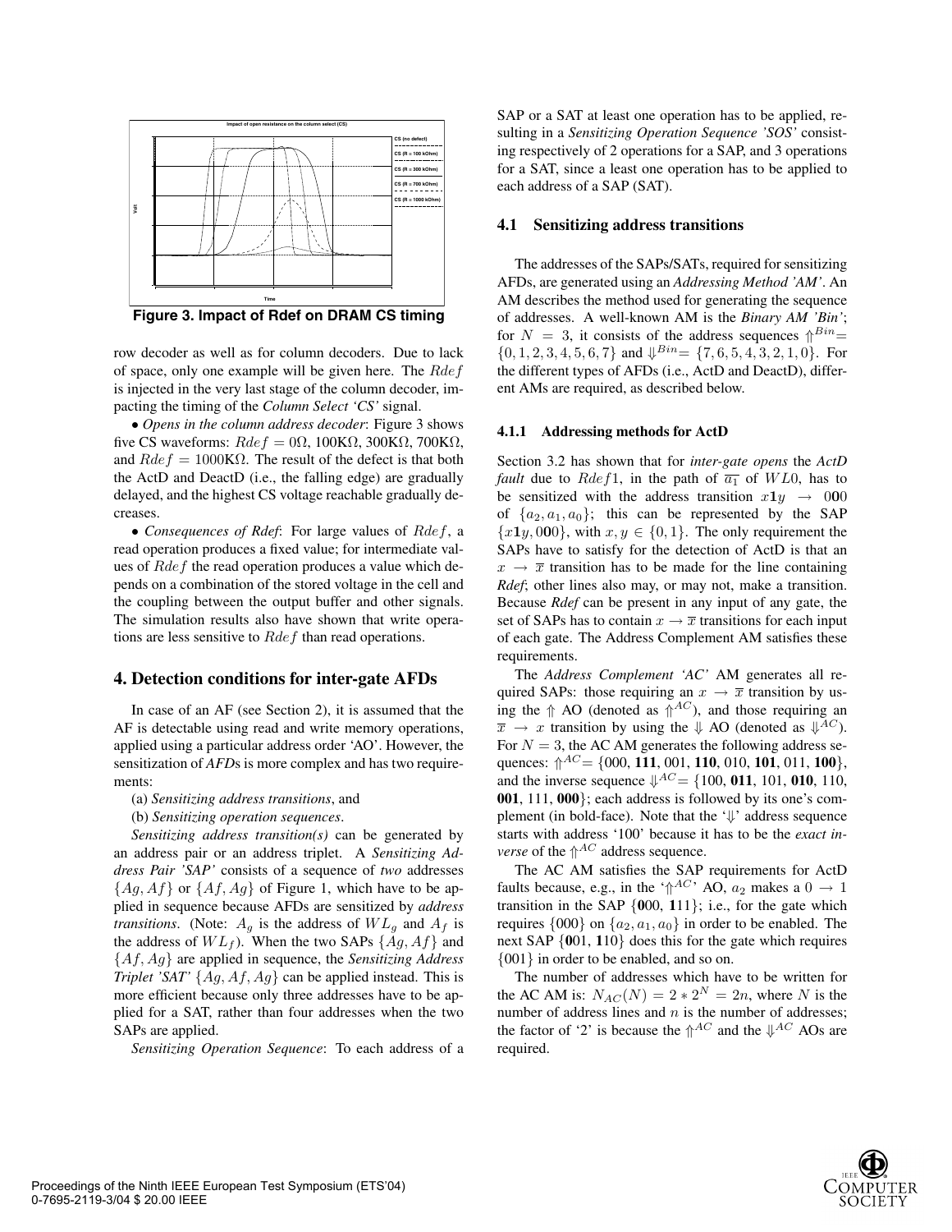Figure 3. Impact of Rdef on DRAM CS timing

row decoder as well as for column decoders. Due to lack of space, only one example will be given here. The $Rdef$ is injected in the very last stage of the column decoder, impacting the timing of the *Column Select 'CS'* signal.

• *Opens in the column address decoder*: Figure 3 shows five CS waveforms: $Rdef = 0\Omega$, 100K$\Omega$, 300K$\Omega$, 700K$\Omega$, and $Rdef = 1000$K$\Omega$. The result of the defect is that both the ActD and DeactD (i.e., the falling edge) are gradually delayed, and the highest CS voltage reachable gradually decreases.

• *Consequences of Rdef*: For large values of $Rdef$, a read operation produces a fixed value; for intermediate values of $Rdef$ the read operation produces a value which depends on a combination of the stored voltage in the cell and the coupling between the output buffer and other signals. The simulation results also have shown that write operations are less sensitive to $Rdef$ than read operations.

## 4. Detection conditions for inter-gate AFDs

In case of an AF (see Section 2), it is assumed that the AF is detectable using read and write memory operations, applied using a particular address order 'AO'. However, the sensitization of *AFD*s is more complex and has two requirements:

(a) *Sensitizing address transitions*, and

(b) *Sensitizing operation sequences*.

*Sensitizing address transition(s)* can be generated by an address pair or an address triplet. A *Sensitizing Address Pair 'SAP'* consists of a sequence of *two* addresses $\{Ag, Af\}$ or $\{Af, Ag\}$ of Figure 1, which have to be applied in sequence because AFDs are sensitized by *address transitions*. (Note: $A_g$ is the address of $WL_g$ and $A_f$ is the address of $WL_f$). When the two SAPs $\{Ag, Af\}$ and $\{Af, Ag\}$ are applied in sequence, the *Sensitizing Address Triplet 'SAT'* $\{Ag, Af, Ag\}$ can be applied instead. This is more efficient because only three addresses have to be applied for a SAT, rather than four addresses when the two SAPs are applied.

*Sensitizing Operation Sequence*: To each address of a SAP or a SAT at least one operation has to be applied, resulting in a *Sensitizing Operation Sequence 'SOS'* consisting respectively of 2 operations for a SAP, and 3 operations for a SAT, since a least one operation has to be applied to each address of a SAP (SAT).

### 4.1 Sensitizing address transitions

The addresses of the SAPs/SATs, required for sensitizing AFDs, are generated using an *Addressing Method 'AM'*. An AM describes the method used for generating the sequence of addresses. A well-known AM is the *Binary AM 'Bin'*; for $N = 3$, it consists of the address sequences $\Uparrow^{Bin}= \{0, 1, 2, 3, 4, 5, 6, 7\}$ and $\Downarrow^{Bin}= \{7, 6, 5, 4, 3, 2, 1, 0\}$. For the different types of AFDs (i.e., ActD and DeactD), different AMs are required, as described below.

#### 4.1.1 Addressing methods for ActD

Section 3.2 has shown that for *inter-gate opens* the *ActD fault* due to $Rdef1$, in the path of $\overline{a_1}$ of $WL0$, has to be sensitized with the address transition $x\mathbf{1}y \rightarrow 0\mathbf{0}0$ of $\{a_2, a_1, a_0\}$; this can be represented by the SAP $\{x\mathbf{1}y, 0\mathbf{0}0\}$, with $x, y \in \{0, 1\}$. The only requirement the SAPs have to satisfy for the detection of ActD is that an $x \rightarrow \overline{x}$ transition has to be made for the line containing *Rdef*; other lines also may, or may not, make a transition. Because *Rdef* can be present in any input of any gate, the set of SAPs has to contain $x \rightarrow \overline{x}$ transitions for each input of each gate. The Address Complement AM satisfies these requirements.

The *Address Complement 'AC'* AM generates all required SAPs: those requiring an $x \rightarrow \overline{x}$ transition by using the $\Uparrow$ AO (denoted as $\Uparrow^{AC}$), and those requiring an $\overline{x} \rightarrow x$ transition by using the $\Downarrow$ AO (denoted as $\Downarrow^{AC}$). For $N = 3$, the AC AM generates the following address sequences: $\Uparrow^{AC}=$ {000, **111**, 001, **110**, 010, **101**, 011, **100**}, and the inverse sequence $\Downarrow^{AC}=$ {100, **011**, 101, **010**, 110, **001**, 111, **000**}; each address is followed by its one's complement (in bold-face). Note that the '$\Downarrow$' address sequence starts with address '100' because it has to be the *exact inverse* of the $\Uparrow^{AC}$ address sequence.

The AC AM satisfies the SAP requirements for ActD faults because, e.g., in the '$\Uparrow^{AC}$' AO, $a_2$ makes a $0 \rightarrow 1$ transition in the SAP {**0**00, **1**11}; i.e., for the gate which requires {000} on $\{a_2, a_1, a_0\}$ in order to be enabled. The next SAP {**0**01, **1**10} does this for the gate which requires {001} in order to be enabled, and so on.

The number of addresses which have to be written for the AC AM is: $N_{AC}(N) = 2 * 2^N = 2n$, where $N$ is the number of address lines and $n$ is the number of addresses; the factor of '2' is because the $\Uparrow^{AC}$ and the $\Downarrow^{AC}$ AOs are required.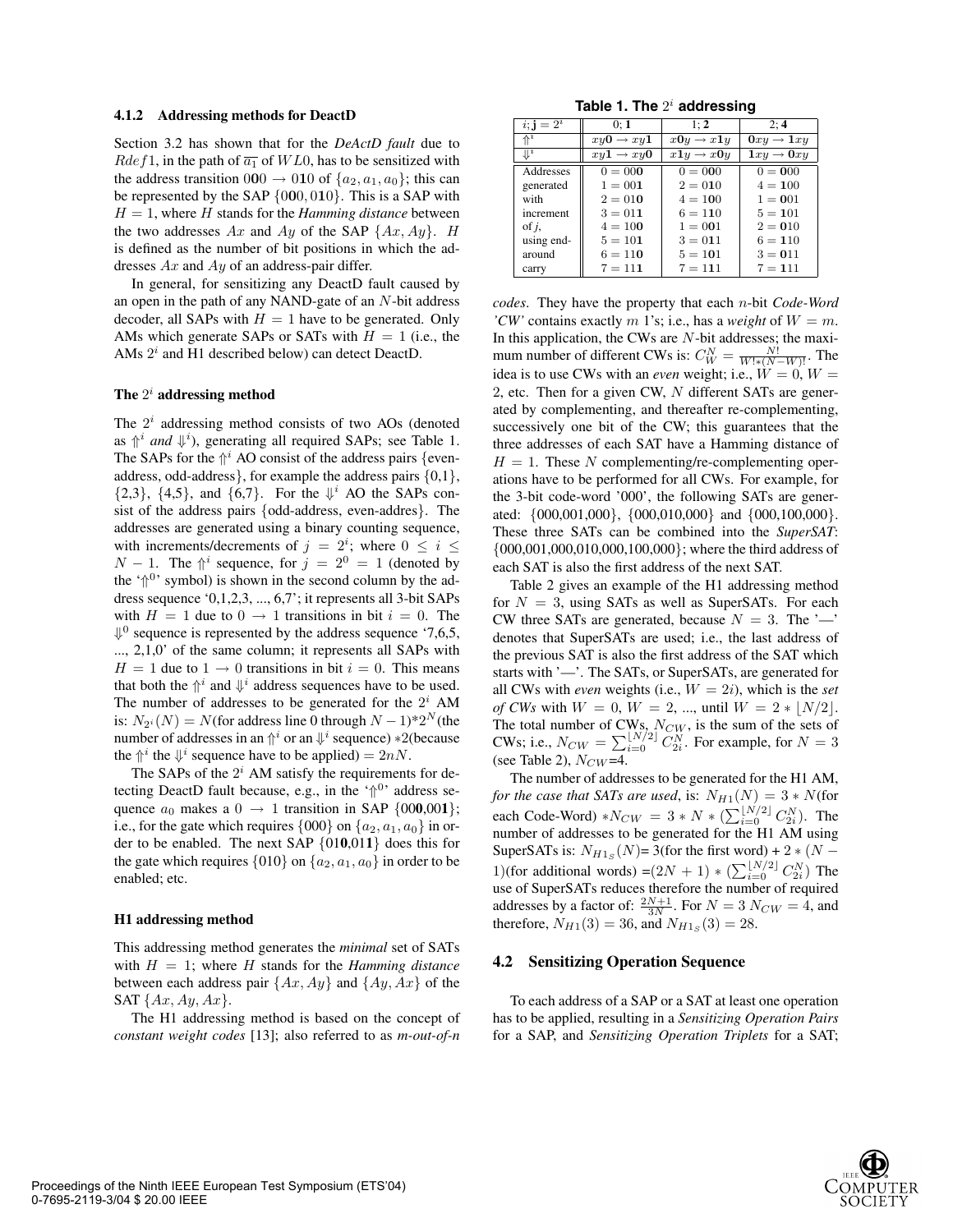#### 4.1.2 Addressing methods for DeactD

Section 3.2 has shown that for the *DeActD fault* due to $Rdef1$, in the path of $\overline{a_1}$ of $WL0$, has to be sensitized with the address transition $0\mathbf{0}0 \rightarrow 0\mathbf{1}0$ of $\{a_2, a_1, a_0\}$; this can be represented by the SAP $\{0\mathbf{0}0, 0\mathbf{1}0\}$. This is a SAP with $H = 1$, where $H$ stands for the *Hamming distance* between the two addresses $Ax$ and $Ay$ of the SAP $\{Ax, Ay\}$. $H$ is defined as the number of bit positions in which the addresses $Ax$ and $Ay$ of an address-pair differ.

In general, for sensitizing any DeactD fault caused by an open in the path of any NAND-gate of an $N$-bit address decoder, all SAPs with $H = 1$ have to be generated. Only AMs which generate SAPs or SATs with $H = 1$ (i.e., the AMs $2^i$ and H1 described below) can detect DeactD.

**The $2^i$ addressing method**

The $2^i$ addressing method consists of two AOs (denoted as $\Uparrow^i$ *and* $\Downarrow^i$), generating all required SAPs; see Table 1. The SAPs for the $\Uparrow^i$ AO consist of the address pairs {even-address, odd-address}, for example the address pairs {0,1}, {2,3}, {4,5}, and {6,7}. For the $\Downarrow^i$ AO the SAPs consist of the address pairs {odd-address, even-addres}. The addresses are generated using a binary counting sequence, with increments/decrements of $j = 2^i$; where $0 \leq i \leq N - 1$. The $\Uparrow^i$ sequence, for $j = 2^0 = 1$ (denoted by the '$\Uparrow^0$' symbol) is shown in the second column by the address sequence '0,1,2,3, ..., 6,7'; it represents all 3-bit SAPs with $H = 1$ due to $0 \rightarrow 1$ transitions in bit $i = 0$. The $\Downarrow^0$ sequence is represented by the address sequence '7,6,5, ..., 2,1,0' of the same column; it represents all SAPs with $H = 1$ due to $1 \rightarrow 0$ transitions in bit $i = 0$. This means that both the $\Uparrow^i$ and $\Downarrow^i$ address sequences have to be used. The number of addresses to be generated for the $2^i$ AM is: $N_{2^i}(N) = N$(for address line 0 through $N-1$)$*2^N$(the number of addresses in an $\Uparrow^i$ or an $\Downarrow^i$ sequence) $*2$(because the $\Uparrow^i$ the $\Downarrow^i$ sequence have to be applied) $= 2nN$.

The SAPs of the $2^i$ AM satisfy the requirements for detecting DeactD fault because, e.g., in the '$\Uparrow^0$' address sequence $a_0$ makes a $0 \rightarrow 1$ transition in SAP $\{00\mathbf{0},00\mathbf{1}\}$; i.e., for the gate which requires $\{000\}$ on $\{a_2, a_1, a_0\}$ in order to be enabled. The next SAP $\{01\mathbf{0},01\mathbf{1}\}$ does this for the gate which requires $\{010\}$ on $\{a_2, a_1, a_0\}$ in order to be enabled; etc.

**Table 1. The $2^i$ addressing**

| $i; \mathbf{j} = 2^i$ | $0; \mathbf{1}$ | $1; \mathbf{2}$ | $2; \mathbf{4}$ |
|---|---|---|---|
| $\Uparrow^i$ | $xy\mathbf{0} \rightarrow xy\mathbf{1}$ | $x\mathbf{0}y \rightarrow x\mathbf{1}y$ | $\mathbf{0}xy \rightarrow \mathbf{1}xy$ |
| $\Downarrow^i$ | $xy\mathbf{1} \rightarrow xy\mathbf{0}$ | $x\mathbf{1}y \rightarrow x\mathbf{0}y$ | $\mathbf{1}xy \rightarrow \mathbf{0}xy$ |
| Addresses generated with increment of *j*, using end-around carry | $0 = 00\mathbf{0}$<br>$1 = 00\mathbf{1}$<br>$2 = 01\mathbf{0}$<br>$3 = 01\mathbf{1}$<br>$4 = 10\mathbf{0}$<br>$5 = 10\mathbf{1}$<br>$6 = 11\mathbf{0}$<br>$7 = 11\mathbf{1}$ | $0 = 0\mathbf{0}0$<br>$2 = 0\mathbf{1}0$<br>$4 = 1\mathbf{0}0$<br>$6 = 1\mathbf{1}0$<br>$1 = 0\mathbf{0}1$<br>$3 = 0\mathbf{1}1$<br>$5 = 1\mathbf{0}1$<br>$7 = 1\mathbf{1}1$ | $0 = \mathbf{0}00$<br>$4 = \mathbf{1}00$<br>$1 = \mathbf{0}01$<br>$5 = \mathbf{1}01$<br>$2 = \mathbf{0}10$<br>$6 = \mathbf{1}10$<br>$3 = \mathbf{0}11$<br>$7 = \mathbf{1}11$ |

**H1 addressing method**

This addressing method generates the *minimal* set of SATs with $H = 1$; where $H$ stands for the *Hamming distance* between each address pair $\{Ax, Ay\}$ and $\{Ay, Ax\}$ of the SAT $\{Ax, Ay, Ax\}$.

The H1 addressing method is based on the concept of *constant weight codes* [13]; also referred to as *m-out-of-n codes*. They have the property that each $n$-bit *Code-Word 'CW'* contains exactly $m$ 1's; i.e., has a *weight* of $W = m$. In this application, the CWs are $N$-bit addresses; the maximum number of different CWs is: $C_W^N = \frac{N!}{W!*(N-W)!}$. The idea is to use CWs with an *even* weight; i.e., $W = 0$, $W = 2$, etc. Then for a given CW, $N$ different SATs are generated by complementing, and thereafter re-complementing, successively one bit of the CW; this guarantees that the three addresses of each SAT have a Hamming distance of $H = 1$. These $N$ complementing/re-complementing operations have to be performed for all CWs. For example, for the 3-bit code-word '000', the following SATs are generated: {000,001,000}, {000,010,000} and {000,100,000}. These three SATs can be combined into the *SuperSAT*: {000,001,000,010,000,100,000}; where the third address of each SAT is also the first address of the next SAT.

Table 2 gives an example of the H1 addressing method for $N = 3$, using SATs as well as SuperSATs. For each CW three SATs are generated, because $N = 3$. The '—' denotes that SuperSATs are used; i.e., the last address of the previous SAT is also the first address of the SAT which starts with '—'. The SATs, or SuperSATs, are generated for all CWs with *even* weights (i.e., $W = 2i$), which is the *set of CWs* with $W = 0$, $W = 2$, ..., until $W = 2 * \lfloor N/2 \rfloor$. The total number of CWs, $N_{CW}$, is the sum of the sets of CWs; i.e., $N_{CW} = \sum_{i=0}^{\lfloor N/2 \rfloor} C_{2i}^N$. For example, for $N = 3$ (see Table 2), $N_{CW}$=4.

The number of addresses to be generated for the H1 AM, *for the case that SATs are used*, is: $N_{H1}(N) = 3 * N$(for each Code-Word) $*N_{CW} = 3 * N * (\sum_{i=0}^{\lfloor N/2 \rfloor} C_{2i}^N)$. The number of addresses to be generated for the H1 AM using SuperSATs is: $N_{H1_S}(N)$= 3(for the first word) + $2 * (N - 1)$(for additional words) $=(2N + 1) * (\sum_{i=0}^{\lfloor N/2 \rfloor} C_{2i}^N)$ The use of SuperSATs reduces therefore the number of required addresses by a factor of: $\frac{2N+1}{3N}$. For $N = 3$ $N_{CW} = 4$, and therefore, $N_{H1}(3) = 36$, and $N_{H1_S}(3) = 28$.

### 4.2 Sensitizing Operation Sequence

To each address of a SAP or a SAT at least one operation has to be applied, resulting in a *Sensitizing Operation Pairs* for a SAP, and *Sensitizing Operation Triplets* for a SAT;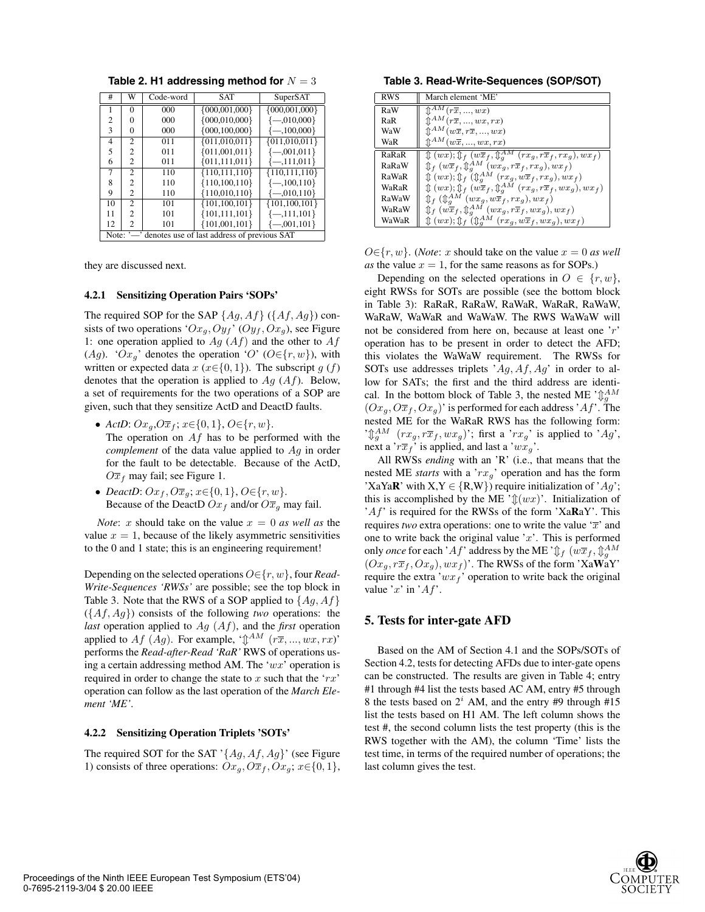**Table 2. H1 addressing method for $N=3$**

| # | W | Code-word | SAT | SuperSAT |
|---|---|---|---|---|
| 1 | 0 | 000 | {000,001,000} | {000,001,000} |
| 2 | 0 | 000 | {000,010,000} | {—,010,000} |
| 3 | 0 | 000 | {000,100,000} | {—,100,000} |
| 4 | 2 | 011 | {011,010,011} | {011,010,011} |
| 5 | 2 | 011 | {011,001,011} | {—,001,011} |
| 6 | 2 | 011 | {011,111,011} | {—,111,011} |
| 7 | 2 | 110 | {110,111,110} | {110,111,110} |
| 8 | 2 | 110 | {110,100,110} | {—,100,110} |
| 9 | 2 | 110 | {110,010,110} | {—,010,110} |
| 10 | 2 | 101 | {101,100,101} | {101,100,101} |
| 11 | 2 | 101 | {101,111,101} | {—,111,101} |
| 12 | 2 | 101 | {101,001,101} | {—,001,101} |

Note: '—' denotes use of last address of previous SAT

**Table 3. Read-Write-Sequences (SOP/SOT)**

| RWS | March element 'ME' |
|---|---|
| RaW | $\Updownarrow^{AM}(r\overline{x},...,wx)$ |
| RaR | $\Updownarrow^{AM}(r\overline{x},...,wx,rx)$ |
| WaW | $\Updownarrow^{AM}(w\overline{x},r\overline{x},...,wx)$ |
| WaR | $\Updownarrow^{AM}(w\overline{x},...,wx,rx)$ |
| RaRaR | $\Updownarrow(wx);\Updownarrow_f(w\overline{x}_f,\Updownarrow_g^{AM}(rx_g,r\overline{x}_f,rx_g),wx_f)$ |
| RaRaW | $\Updownarrow_f(w\overline{x}_f,\Updownarrow_g^{AM}(wx_g,r\overline{x}_f,rx_g),wx_f)$ |
| RaWaR | $\Updownarrow(wx);\Updownarrow_f(\Updownarrow_g^{AM}(rx_g,w\overline{x}_f,rx_g),wx_f)$ |
| WaRaR | $\Updownarrow(wx);\Updownarrow_f(w\overline{x}_f,\Updownarrow_g^{AM}(rx_g,r\overline{x}_f,wx_g),wx_f)$ |
| RaWaW | $\Updownarrow_f(\Updownarrow_g^{AM}(wx_g,w\overline{x}_f,rx_g),wx_f)$ |
| WaRaW | $\Updownarrow_f(w\overline{x}_f,\Updownarrow_g^{AM}(wx_g,r\overline{x}_f,wx_g),wx_f)$ |
| WaWaR | $\Updownarrow(wx);\Updownarrow_f(\Updownarrow_g^{AM}(rx_g,w\overline{x}_f,wx_g),wx_f)$ |

they are discussed next.

#### 4.2.1 Sensitizing Operation Pairs 'SOPs'

The required SOP for the SAP $\{Ag, Af\}$ ($\{Af, Ag\}$) consists of two operations '$Ox_g, Oy_f$' ($Oy_f, Ox_g$), see Figure 1: one operation applied to $Ag$ ($Af$) and the other to $Af$ ($Ag$). '$Ox_g$' denotes the operation '$O$' ($O\in\{r,w\}$), with written or expected data $x$ ($x\in\{0,1\}$). The subscript $g$ ($f$) denotes that the operation is applied to $Ag$ ($Af$). Below, a set of requirements for the two operations of a SOP are given, such that they sensitize ActD and DeactD faults.

- *ActD*: $Ox_g$,$O\overline{x}_f$; $x\in\{0,1\}$, $O\in\{r,w\}$.
  The operation on $Af$ has to be performed with the *complement* of the data value applied to $Ag$ in order for the fault to be detectable. Because of the ActD, $O\overline{x}_f$ may fail; see Figure 1.
- *DeactD*: $Ox_f, O\overline{x}_g$; $x\in\{0,1\}$, $O\in\{r,w\}$.
  Because of the DeactD $Ox_f$ and/or $O\overline{x}_g$ may fail.

*Note*: $x$ should take on the value $x = 0$ *as well as* the value $x = 1$, because of the likely asymmetric sensitivities to the 0 and 1 state; this is an engineering requirement!

Depending on the selected operations $O\in\{r,w\}$, four *Read-Write-Sequences 'RWSs'* are possible; see the top block in Table 3. Note that the RWS of a SOP applied to $\{Ag, Af\}$ ($\{Af, Ag\}$) consists of the following *two* operations: the *last* operation applied to $Ag$ ($Af$), and the *first* operation applied to $Af$ ($Ag$). For example, '$\Updownarrow^{AM}(r\overline{x},...,wx,rx)$' performs the *Read-after-Read 'RaR'* RWS of operations using a certain addressing method AM. The '$wx$' operation is required in order to change the state to $x$ such that the '$rx$' operation can follow as the last operation of the *March Element 'ME'*.

#### 4.2.2 Sensitizing Operation Triplets 'SOTs'

The required SOT for the SAT '$\{Ag, Af, Ag\}$' (see Figure 1) consists of three operations: $Ox_g, O\overline{x}_f, Ox_g$; $x\in\{0,1\}$, $O\in\{r,w\}$. (*Note*: $x$ should take on the value $x = 0$ *as well as* the value $x = 1$, for the same reasons as for SOPs.)

Depending on the selected operations in $O \in \{r,w\}$, eight RWSs for SOTs are possible (see the bottom block in Table 3): RaRaR, RaRaW, RaWaR, WaRaR, RaWaW, WaRaW, WaWaR and WaWaW. The RWS WaWaW will not be considered from here on, because at least one '$r$' operation has to be present in order to detect the AFD; this violates the WaWaW requirement. The RWSs for SOTs use addresses triplets '$Ag, Af, Ag$' in order to allow for SATs; the first and the third address are identical. In the bottom block of Table 3, the nested ME '$\Updownarrow_g^{AM}$ $(Ox_g, O\overline{x}_f, Ox_g)$' is performed for each address '$Af$'. The nested ME for the WaRaR RWS has the following form: '$\Updownarrow_g^{AM}$ $(rx_g, r\overline{x}_f, wx_g)$'; first a '$rx_g$' is applied to '$Ag$', next a '$r\overline{x}_f$' is applied, and last a '$wx_g$'.

All RWSs *ending* with an 'R' (i.e., that means that the nested ME *starts* with a '$rx_g$' operation and has the form 'XaYa**R**' with X,Y $\in$ {R,W}) require initialization of '$Ag$'; this is accomplished by the ME '$\Updownarrow(wx)$'. Initialization of '$Af$' is required for the RWSs of the form 'Xa**R**aY'. This requires *two* extra operations: one to write the value '$\overline{x}$' and one to write back the original value '$x$'. This is performed only *once* for each '$Af$' address by the ME '$\Updownarrow_f$ $(w\overline{x}_f, \Updownarrow_g^{AM}$ $(Ox_g, r\overline{x}_f, Ox_g), wx_f)$'. The RWSs of the form 'Xa**W**aY' require the extra '$wx_f$' operation to write back the original value '$x$' in '$Af$'.

## 5. Tests for inter-gate AFD

Based on the AM of Section 4.1 and the SOPs/SOTs of Section 4.2, tests for detecting AFDs due to inter-gate opens can be constructed. The results are given in Table 4; entry #1 through #4 list the tests based AC AM, entry #5 through 8 the tests based on $2^i$ AM, and the entry #9 through #15 list the tests based on H1 AM. The left column shows the test #, the second column lists the test property (this is the RWS together with the AM), the column 'Time' lists the test time, in terms of the required number of operations; the last column gives the test.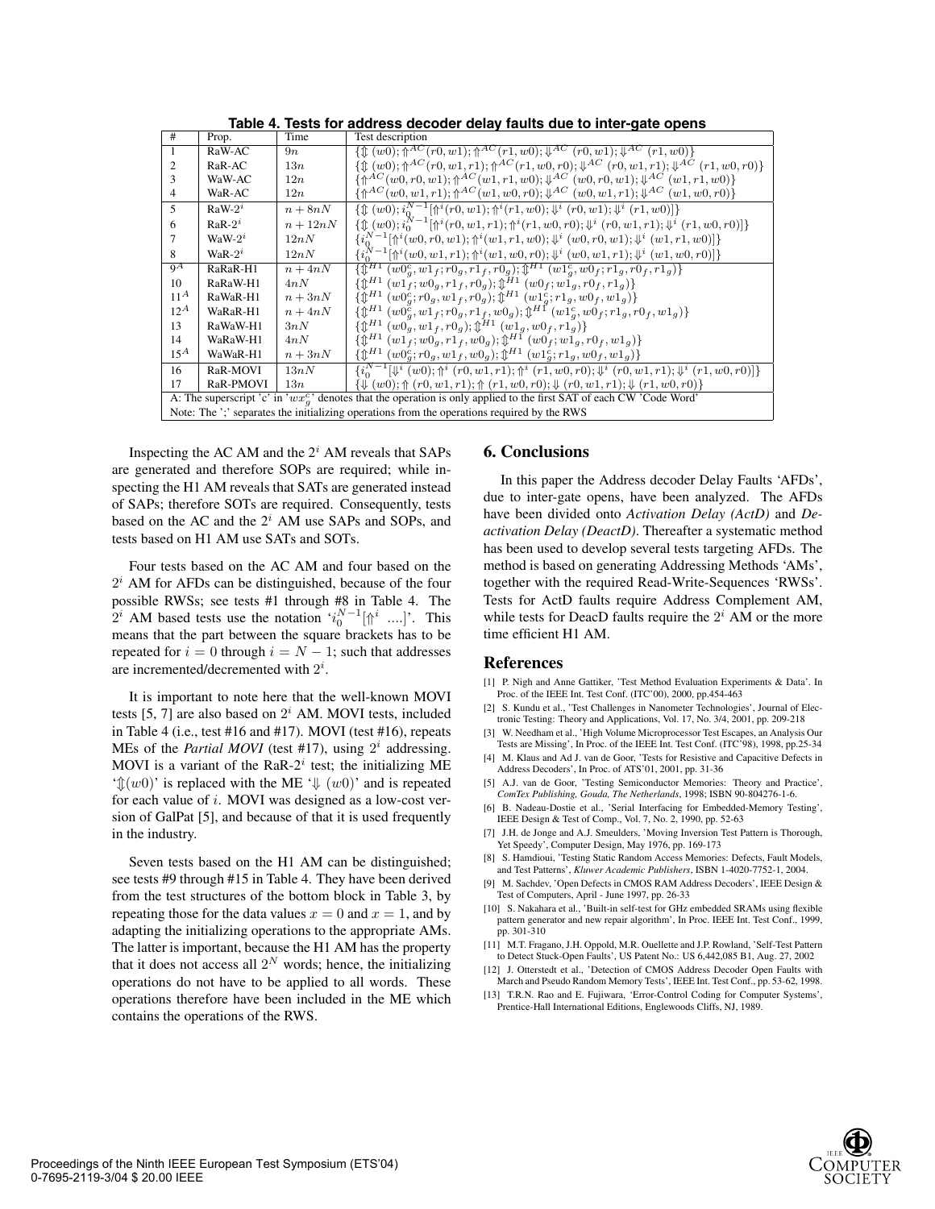**Table 4. Tests for address decoder delay faults due to inter-gate opens**

| # | Prop. | Time | Test description |
|---|---|---|---|
| 1 | RaW-AC | $9n$ | $\{\Updownarrow(w0); \Uparrow^{AC}(r0,w1); \Uparrow^{AC}(r1,w0); \Downarrow^{AC}(r0,w1); \Downarrow^{AC}(r1,w0)\}$ |
| 2 | RaR-AC | $13n$ | $\{\Updownarrow(w0); \Uparrow^{AC}(r0,w1,r1); \Uparrow^{AC}(r1,w0,r0); \Downarrow^{AC}(r0,w1,r1); \Downarrow^{AC}(r1,w0,r0)\}$ |
| 3 | WaW-AC | $12n$ | $\{\Uparrow^{AC}(w0,r0,w1); \Uparrow^{AC}(w1,r1,w0); \Downarrow^{AC}(w0,r0,w1); \Downarrow^{AC}(w1,r1,w0)\}$ |
| 4 | WaR-AC | $12n$ | $\{\Uparrow^{AC}(w0,w1,r1); \Uparrow^{AC}(w1,w0,r0); \Downarrow^{AC}(w0,w1,r1); \Downarrow^{AC}(w1,w0,r0)\}$ |
| 5 | RaW-$2^i$ | $n+8nN$ | $\{\Updownarrow(w0); i_0^{N-1}[\Uparrow^i(r0,w1); \Uparrow^i(r1,w0); \Downarrow^i(r0,w1); \Downarrow^i(r1,w0)]\}$ |
| 6 | RaR-$2^i$ | $n+12nN$ | $\{\Updownarrow(w0); i_0^{N-1}[\Uparrow^i(r0,w1,r1); \Uparrow^i(r1,w0,r0); \Downarrow^i(r0,w1,r1); \Downarrow^i(r1,w0,r0)]\}$ |
| 7 | WaW-$2^i$ | $12nN$ | $\{i_0^{N-1}[\Uparrow^i(w0,r0,w1); \Uparrow^i(w1,r1,w0); \Downarrow^i(w0,r0,w1); \Downarrow^i(w1,r1,w0)]\}$ |
| 8 | WaR-$2^i$ | $12nN$ | $\{i_0^{N-1}[\Uparrow^i(w0,w1,r1); \Uparrow^i(w1,w0,r0); \Downarrow^i(w0,w1,r1); \Downarrow^i(w1,w0,r0)]\}$ |
| $9^A$ | RaRaR-H1 | $n+4nN$ | $\{\Updownarrow^{H1}(w0_g^c, w1_f; r0_g, r1_f, r0_g); \Updownarrow^{H1}(w1_g^c, w0_f; r1_g, r0_f, r1_g)\}$ |
| 10 | RaRaW-H1 | $4nN$ | $\{\Updownarrow^{H1}(w1_f; w0_g, r1_f, r0_g); \Updownarrow^{H1}(w0_f; w1_g, r0_f, r1_g)\}$ |
| $11^A$ | RaWaR-H1 | $n+3nN$ | $\{\Updownarrow^{H1}(w0_g^c; r0_g, w1_f, r0_g); \Updownarrow^{H1}(w1_g^c; r1_g, w0_f, w1_g)\}$ |
| $12^A$ | WaRaR-H1 | $n+4nN$ | $\{\Updownarrow^{H1}(w0_g^c, w1_f; r0_g, r1_f, w0_g); \Updownarrow^{H1}(w1_g^c, w0_f; r1_g, r0_f, w1_g)\}$ |
| 13 | RaWaW-H1 | $3nN$ | $\{\Updownarrow^{H1}(w0_g, w1_f, r0_g); \Updownarrow^{H1}(w1_g, w0_f, r1_g)\}$ |
| 14 | WaRaW-H1 | $4nN$ | $\{\Updownarrow^{H1}(w1_f; w0_g, r1_f, w0_g); \Updownarrow^{H1}(w0_f; w1_g, r0_f, w1_g)\}$ |
| $15^A$ | WaWaR-H1 | $n+3nN$ | $\{\Updownarrow^{H1}(w0_g^c; r0_g, w1_f, w0_g); \Updownarrow^{H1}(w1_g^c; r1_g, w0_f, w1_g)\}$ |
| 16 | RaR-MOVI | $13nN$ | $\{i_0^{N-1}[\Downarrow^i(w0); \Uparrow^i(r0,w1,r1); \Uparrow^i(r1,w0,r0); \Downarrow^i(r0,w1,r1); \Downarrow^i(r1,w0,r0)]\}$ |
| 17 | RaR-PMOVI | $13n$ | $\{\Downarrow(w0); \Uparrow(r0,w1,r1); \Uparrow(r1,w0,r0); \Downarrow(r0,w1,r1); \Downarrow(r1,w0,r0)\}$ |

A: The superscript 'c' in '$wx_g^c$' denotes that the operation is only applied to the first SAT of each CW 'Code Word'
Note: The ';' separates the initializing operations from the operations required by the RWS

Inspecting the AC AM and the $2^i$ AM reveals that SAPs are generated and therefore SOPs are required; while inspecting the H1 AM reveals that SATs are generated instead of SAPs; therefore SOTs are required. Consequently, tests based on the AC and the $2^i$ AM use SAPs and SOPs, and tests based on H1 AM use SATs and SOTs.

Four tests based on the AC AM and four based on the $2^i$ AM for AFDs can be distinguished, because of the four possible RWSs; see tests #1 through #8 in Table 4. The $2^i$ AM based tests use the notation '$i_0^{N-1}[\Uparrow^i$ ....]'. This means that the part between the square brackets has to be repeated for $i = 0$ through $i = N - 1$; such that addresses are incremented/decremented with $2^i$.

It is important to note here that the well-known MOVI tests [5, 7] are also based on $2^i$ AM. MOVI tests, included in Table 4 (i.e., test #16 and #17). MOVI (test #16), repeats MEs of the *Partial MOVI* (test #17), using $2^i$ addressing. MOVI is a variant of the RaR-$2^i$ test; the initializing ME '$\Updownarrow(w0)$' is replaced with the ME '$\Downarrow(w0)$' and is repeated for each value of $i$. MOVI was designed as a low-cost version of GalPat [5], and because of that it is used frequently in the industry.

Seven tests based on the H1 AM can be distinguished; see tests #9 through #15 in Table 4. They have been derived from the test structures of the bottom block in Table 3, by repeating those for the data values $x = 0$ and $x = 1$, and by adapting the initializing operations to the appropriate AMs. The latter is important, because the H1 AM has the property that it does not access all $2^N$ words; hence, the initializing operations do not have to be applied to all words. These operations therefore have been included in the ME which contains the operations of the RWS.

## 6. Conclusions

In this paper the Address decoder Delay Faults 'AFDs', due to inter-gate opens, have been analyzed. The AFDs have been divided onto *Activation Delay (ActD)* and *Deactivation Delay (DeactD)*. Thereafter a systematic method has been used to develop several tests targeting AFDs. The method is based on generating Addressing Methods 'AMs', together with the required Read-Write-Sequences 'RWSs'. Tests for ActD faults require Address Complement AM, while tests for DeacD faults require the $2^i$ AM or the more time efficient H1 AM.

## References

[1] P. Nigh and Anne Gattiker, 'Test Method Evaluation Experiments & Data'. In Proc. of the IEEE Int. Test Conf. (ITC'00), 2000, pp.454-463

[2] S. Kundu et al., 'Test Challenges in Nanometer Technologies', Journal of Electronic Testing: Theory and Applications, Vol. 17, No. 3/4, 2001, pp. 209-218

[3] W. Needham et al., 'High Volume Microprocessor Test Escapes, an Analysis Our Tests are Missing', In Proc. of the IEEE Int. Test Conf. (ITC'98), 1998, pp.25-34

[4] M. Klaus and Ad J. van de Goor, 'Tests for Resistive and Capacitive Defects in Address Decoders', In Proc. of ATS'01, 2001, pp. 31-36

[5] A.J. van de Goor, 'Testing Semiconductor Memories: Theory and Practice', *ComTex Publishing, Gouda, The Netherlands*, 1998; ISBN 90-804276-1-6.

[6] B. Nadeau-Dostie et al., 'Serial Interfacing for Embedded-Memory Testing', IEEE Design & Test of Comp., Vol. 7, No. 2, 1990, pp. 52-63

[7] J.H. de Jonge and A.J. Smeulders, 'Moving Inversion Test Pattern is Thorough, Yet Speedy', Computer Design, May 1976, pp. 169-173

[8] S. Hamdioui, 'Testing Static Random Access Memories: Defects, Fault Models, and Test Patterns', *Kluwer Academic Publishers*, ISBN 1-4020-7752-1, 2004.

[9] M. Sachdev, 'Open Defects in CMOS RAM Address Decoders', IEEE Design & Test of Computers, April - June 1997, pp. 26-33

[10] S. Nakahara et al., 'Built-in self-test for GHz embedded SRAMs using flexible pattern generator and new repair algorithm', In Proc. IEEE Int. Test Conf., 1999, pp. 301-310

[11] M.T. Fragano, J.H. Oppold, M.R. Ouellette and J.P. Rowland, 'Self-Test Pattern to Detect Stuck-Open Faults', US Patent No.: US 6,442,085 B1, Aug. 27, 2002

[12] J. Otterstedt et al., 'Detection of CMOS Address Decoder Open Faults with March and Pseudo Random Memory Tests', IEEE Int. Test Conf., pp. 53-62, 1998.

[13] T.R.N. Rao and E. Fujiwara, 'Error-Control Coding for Computer Systems', Prentice-Hall International Editions, Englewoods Cliffs, NJ, 1989.